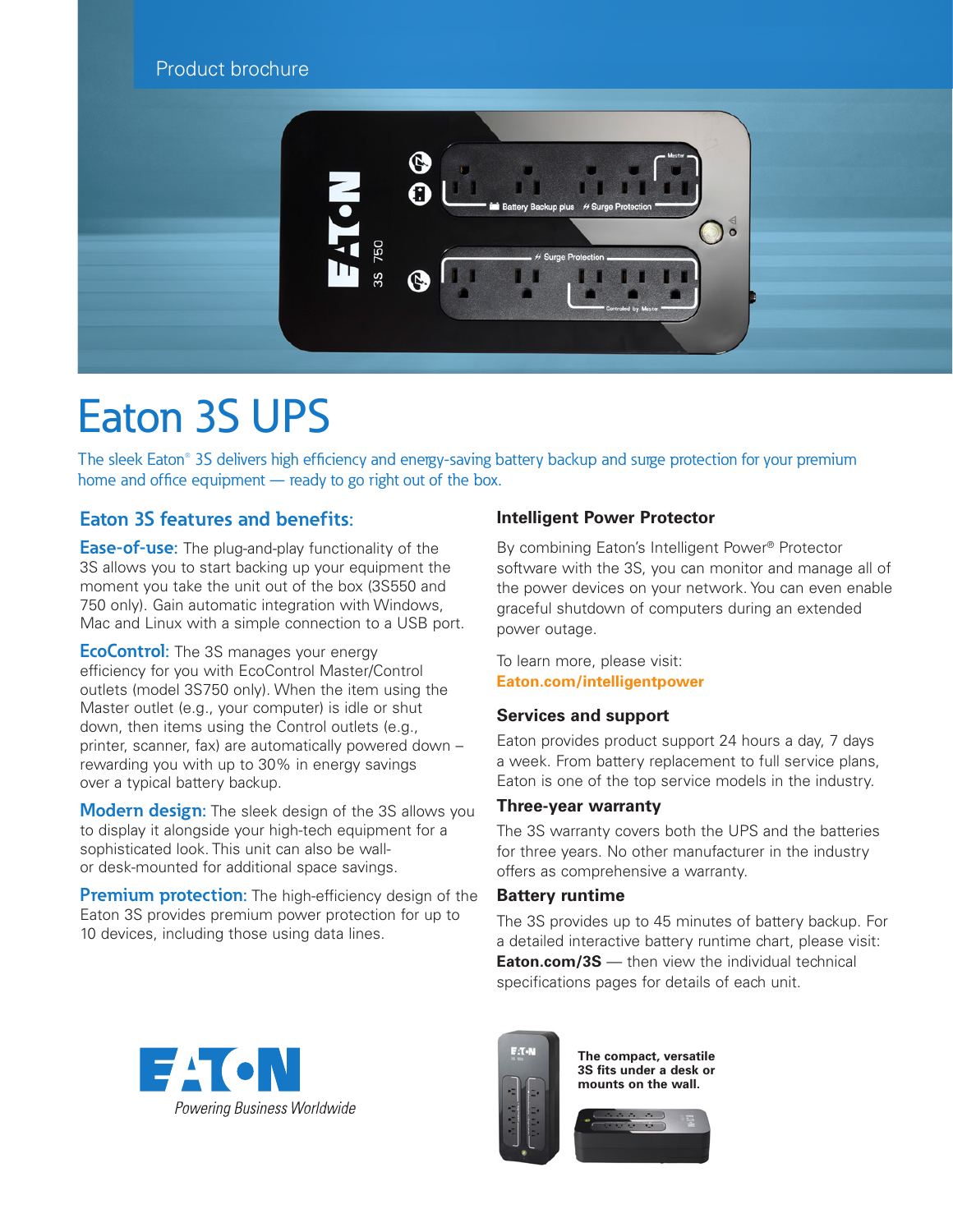Product brochure

# Eaton 3S UPS

The sleek Eaton® 3S delivers high efficiency and energy-saving battery backup and surge protection for your premium home and office equipment — ready to go right out of the box.

## Eaton 3S features and benefits:

**Ease-of-use:** The plug-and-play functionality of the 3S allows you to start backing up your equipment the moment you take the unit out of the box (3S550 and 750 only). Gain automatic integration with Windows, Mac and Linux with a simple connection to a USB port.

**EcoControl:** The 3S manages your energy efficiency for you with EcoControl Master/Control outlets (model 3S750 only). When the item using the Master outlet (e.g., your computer) is idle or shut down, then items using the Control outlets (e.g., printer, scanner, fax) are automatically powered down – rewarding you with up to 30% in energy savings over a typical battery backup.

**Modern design:** The sleek design of the 3S allows you to display it alongside your high-tech equipment for a sophisticated look. This unit can also be wall- or desk-mounted for additional space savings.

**Premium protection:** The high-efficiency design of the Eaton 3S provides premium power protection for up to 10 devices, including those using data lines.

### Intelligent Power Protector

By combining Eaton's Intelligent Power® Protector software with the 3S, you can monitor and manage all of the power devices on your network. You can even enable graceful shutdown of computers during an extended power outage.

To learn more, please visit:
**Eaton.com/intelligentpower**

### Services and support

Eaton provides product support 24 hours a day, 7 days a week. From battery replacement to full service plans, Eaton is one of the top service models in the industry.

### Three-year warranty

The 3S warranty covers both the UPS and the batteries for three years. No other manufacturer in the industry offers as comprehensive a warranty.

### Battery runtime

The 3S provides up to 45 minutes of battery backup. For a detailed interactive battery runtime chart, please visit: **Eaton.com/3S** — then view the individual technical specifications pages for details of each unit.

EATON
*Powering Business Worldwide*

**The compact, versatile 3S fits under a desk or mounts on the wall.**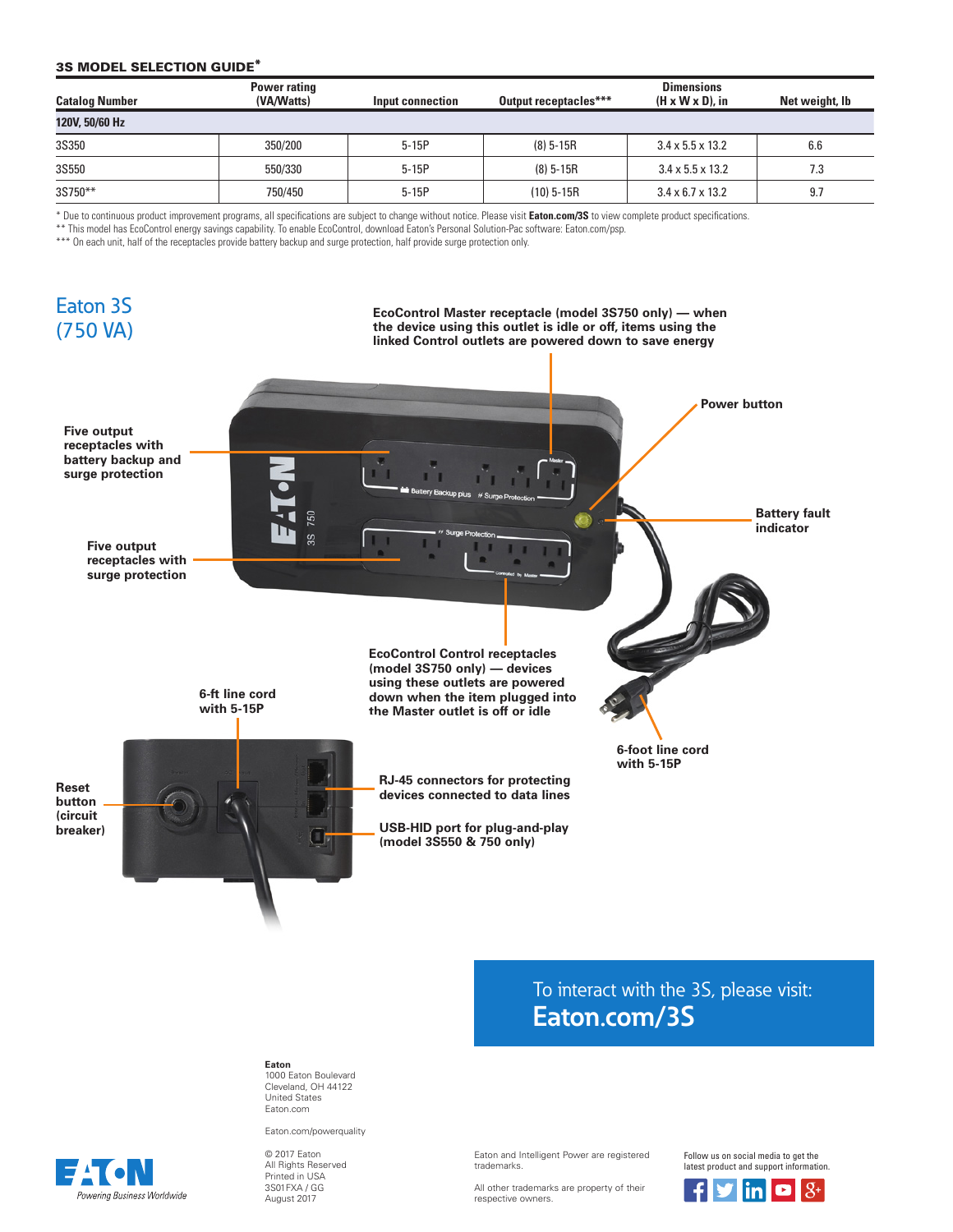### 3S MODEL SELECTION GUIDE*

| Catalog Number | Power rating (VA/Watts) | Input connection | Output receptacles*** | Dimensions (H x W x D), in | Net weight, lb |
|---|---|---|---|---|---|
| **120V, 50/60 Hz** | | | | | |
| 3S350 | 350/200 | 5-15P | (8) 5-15R | 3.4 x 5.5 x 13.2 | 6.6 |
| 3S550 | 550/330 | 5-15P | (8) 5-15R | 3.4 x 5.5 x 13.2 | 7.3 |
| 3S750** | 750/450 | 5-15P | (10) 5-15R | 3.4 x 6.7 x 13.2 | 9.7 |

\* Due to continuous product improvement programs, all specifications are subject to change without notice. Please visit **Eaton.com/3S** to view complete product specifications.
** This model has EcoControl energy savings capability. To enable EcoControl, download Eaton's Personal Solution-Pac software: Eaton.com/psp.
*** On each unit, half of the receptacles provide battery backup and surge protection, half provide surge protection only.

## Eaton 3S (750 VA)

**EcoControl Master receptacle (model 3S750 only) — when the device using this outlet is idle or off, items using the linked Control outlets are powered down to save energy**

**Power button**

**Five output receptacles with battery backup and surge protection**

**Battery fault indicator**

**Five output receptacles with surge protection**

**EcoControl Control receptacles (model 3S750 only) — devices using these outlets are powered down when the item plugged into the Master outlet is off or idle**

**6-ft line cord with 5-15P**

**6-foot line cord with 5-15P**

**Reset button (circuit breaker)**

**RJ-45 connectors for protecting devices connected to data lines**

**USB-HID port for plug-and-play (model 3S550 & 750 only)**

To interact with the 3S, please visit:
**Eaton.com/3S**

**Eaton**
1000 Eaton Boulevard
Cleveland, OH 44122
United States
Eaton.com

Eaton.com/powerquality

© 2017 Eaton
All Rights Reserved
Printed in USA
3S01FXA / GG
August 2017

Eaton and Intelligent Power are registered trademarks.

All other trademarks are property of their respective owners.

Follow us on social media to get the latest product and support information.

Powering Business Worldwide